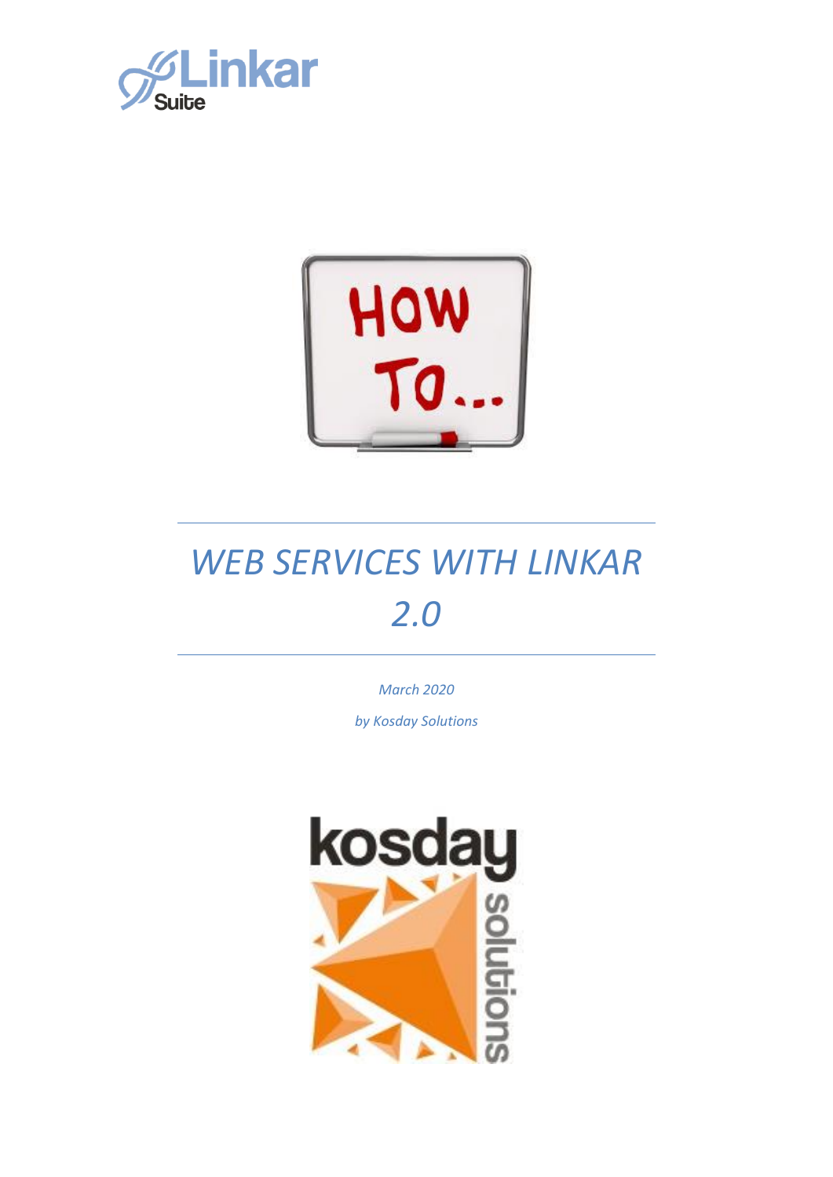# WEB SERVICES WITH LINKAR 2.0

*March 2020*

*by Kosday Solutions*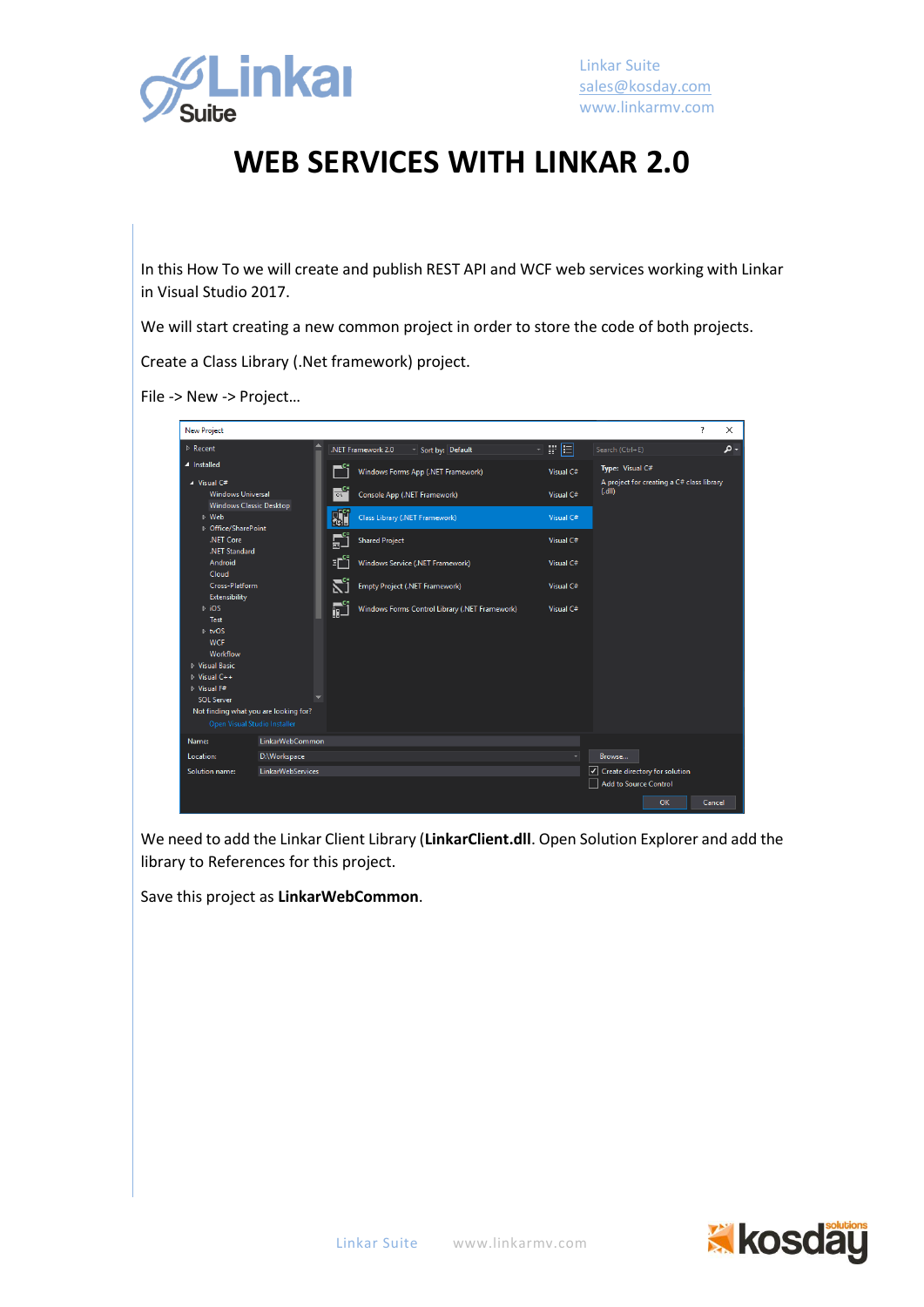# WEB SERVICES WITH LINKAR 2.0

In this How To we will create and publish REST API and WCF web services working with Linkar in Visual Studio 2017.

We will start creating a new common project in order to store the code of both projects.

Create a Class Library (.Net framework) project.

File -> New -> Project…

We need to add the Linkar Client Library (**LinkarClient.dll**. Open Solution Explorer and add the library to References for this project.

Save this project as **LinkarWebCommon**.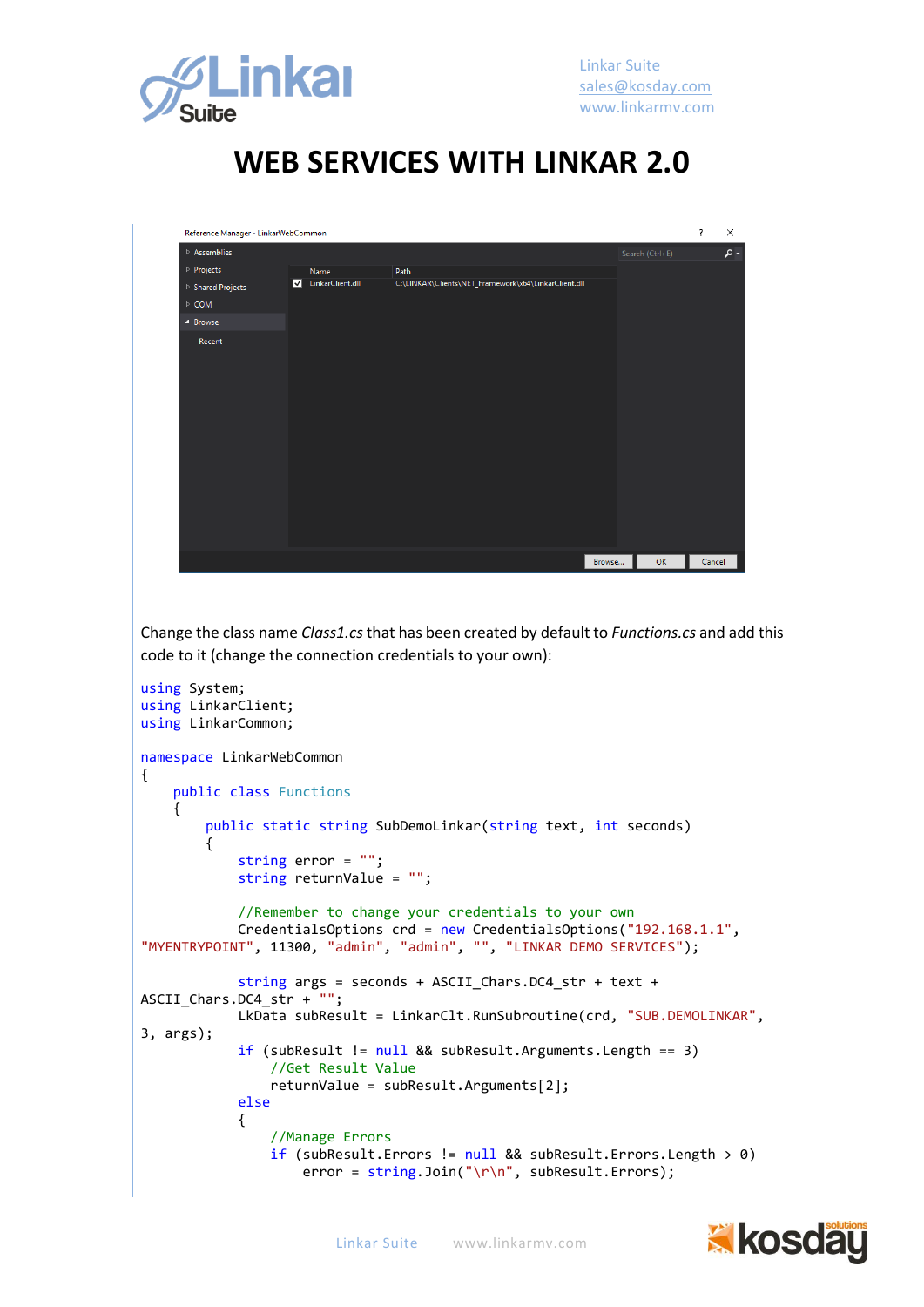# WEB SERVICES WITH LINKAR 2.0

Change the class name *Class1.cs* that has been created by default to *Functions.cs* and add this code to it (change the connection credentials to your own):

```
using System;
using LinkarClient;
using LinkarCommon;

namespace LinkarWebCommon
{
    public class Functions
    {
        public static string SubDemoLinkar(string text, int seconds)
        {
            string error = "";
            string returnValue = "";

            //Remember to change your credentials to your own
            CredentialsOptions crd = new CredentialsOptions("192.168.1.1",
"MYENTRYPOINT", 11300, "admin", "admin", "", "LINKAR DEMO SERVICES");

            string args = seconds + ASCII_Chars.DC4_str + text +
ASCII_Chars.DC4_str + "";
            LkData subResult = LinkarClt.RunSubroutine(crd, "SUB.DEMOLINKAR",
3, args);
            if (subResult != null && subResult.Arguments.Length == 3)
                //Get Result Value
                returnValue = subResult.Arguments[2];
            else
            {
                //Manage Errors
                if (subResult.Errors != null && subResult.Errors.Length > 0)
                    error = string.Join("\r\n", subResult.Errors);
```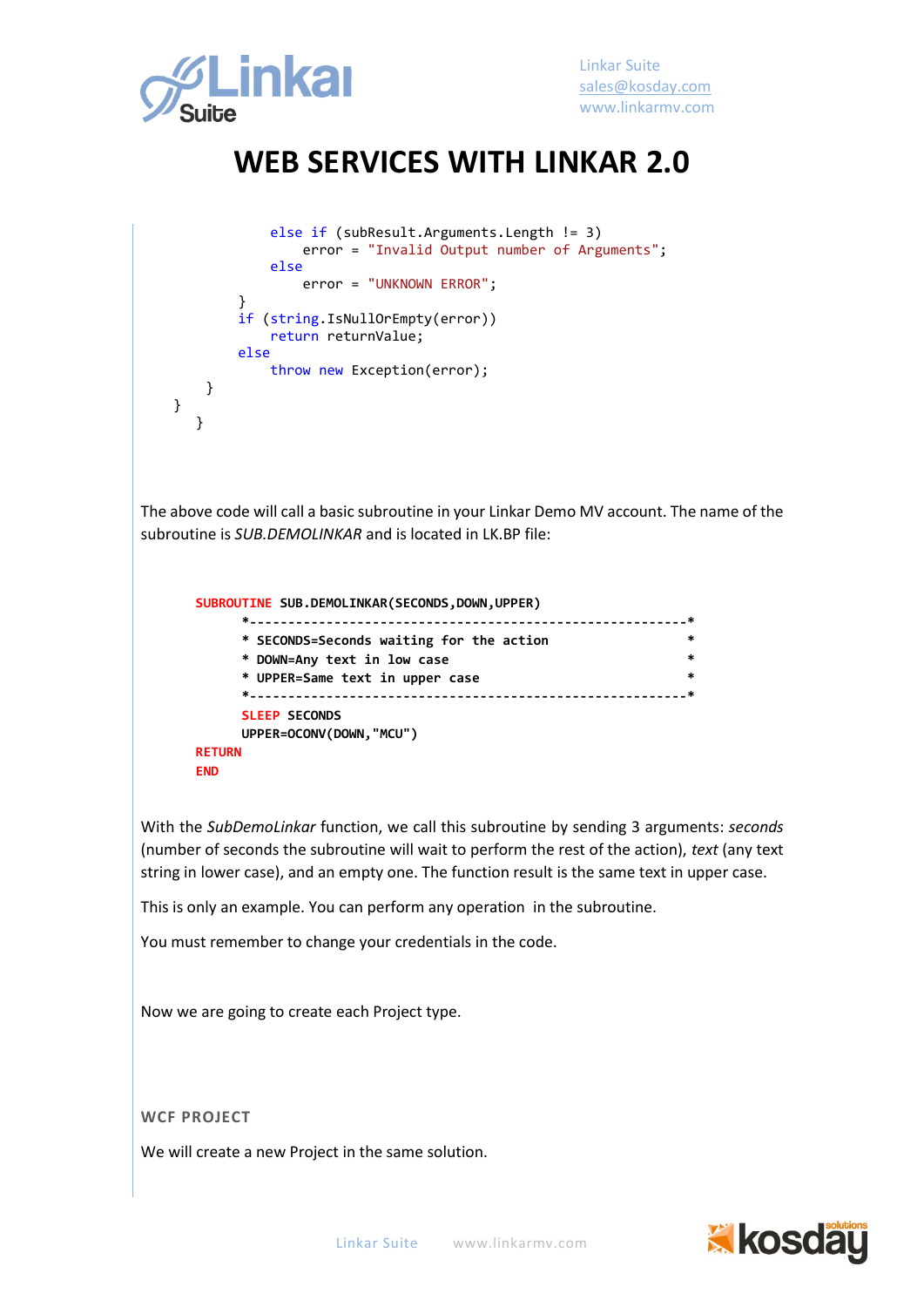# WEB SERVICES WITH LINKAR 2.0

```
            else if (subResult.Arguments.Length != 3)
                error = "Invalid Output number of Arguments";
            else
                error = "UNKNOWN ERROR";
        }
        if (string.IsNullOrEmpty(error))
            return returnValue;
        else
            throw new Exception(error);
    }
}
   }
```

The above code will call a basic subroutine in your Linkar Demo MV account. The name of the subroutine is *SUB.DEMOLINKAR* and is located in LK.BP file:

```
SUBROUTINE SUB.DEMOLINKAR(SECONDS,DOWN,UPPER)
       *---------------------------------------------------------*
       * SECONDS=Seconds waiting for the action                  *
       * DOWN=Any text in low case                               *
       * UPPER=Same text in upper case                           *
       *---------------------------------------------------------*
       SLEEP SECONDS
       UPPER=OCONV(DOWN,"MCU")
RETURN
END
```

With the *SubDemoLinkar* function, we call this subroutine by sending 3 arguments: *seconds* (number of seconds the subroutine will wait to perform the rest of the action), *text* (any text string in lower case), and an empty one. The function result is the same text in upper case.

This is only an example. You can perform any operation in the subroutine.

You must remember to change your credentials in the code.

Now we are going to create each Project type.

### WCF PROJECT

We will create a new Project in the same solution.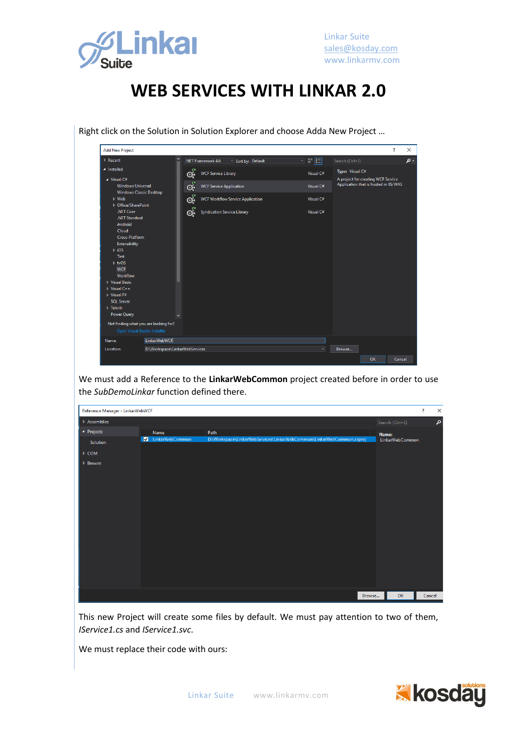# WEB SERVICES WITH LINKAR 2.0

Right click on the Solution in Solution Explorer and choose Adda New Project …

We must add a Reference to the **LinkarWebCommon** project created before in order to use the *SubDemoLinkar* function defined there.

This new Project will create some files by default. We must pay attention to two of them, *IService1.cs* and *IService1.svc*.

We must replace their code with ours: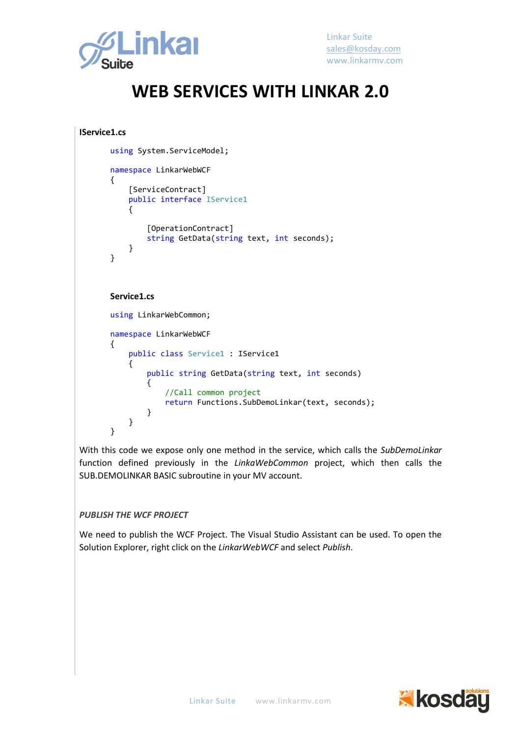**IService1.cs**

```
using System.ServiceModel;

namespace LinkarWebWCF
{
    [ServiceContract]
    public interface IService1
    {

        [OperationContract]
        string GetData(string text, int seconds);
    }
}
```

**Service1.cs**

```
using LinkarWebCommon;

namespace LinkarWebWCF
{
    public class Service1 : IService1
    {
        public string GetData(string text, int seconds)
        {
            //Call common project
            return Functions.SubDemoLinkar(text, seconds);
        }
    }
}
```

With this code we expose only one method in the service, which calls the *SubDemoLinkar* function defined previously in the *LinkaWebCommon* project, which then calls the SUB.DEMOLINKAR BASIC subroutine in your MV account.

*PUBLISH THE WCF PROJECT*

We need to publish the WCF Project. The Visual Studio Assistant can be used. To open the Solution Explorer, right click on the *LinkarWebWCF* and select *Publish*.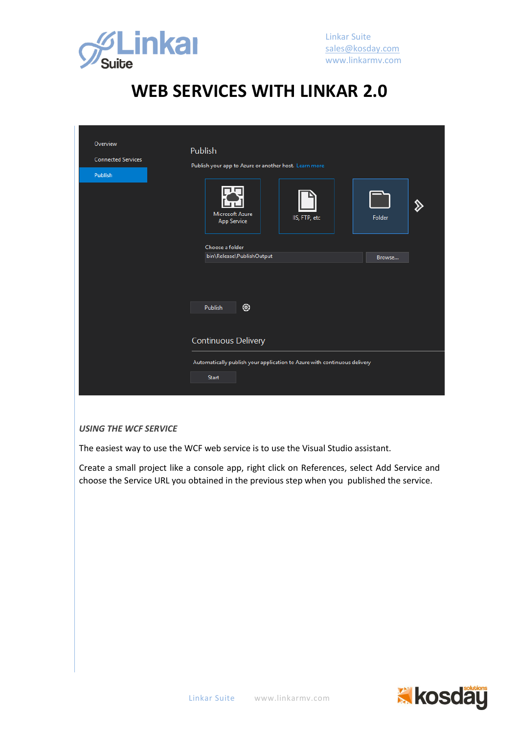*USING THE WCF SERVICE*

The easiest way to use the WCF web service is to use the Visual Studio assistant.

Create a small project like a console app, right click on References, select Add Service and choose the Service URL you obtained in the previous step when you published the service.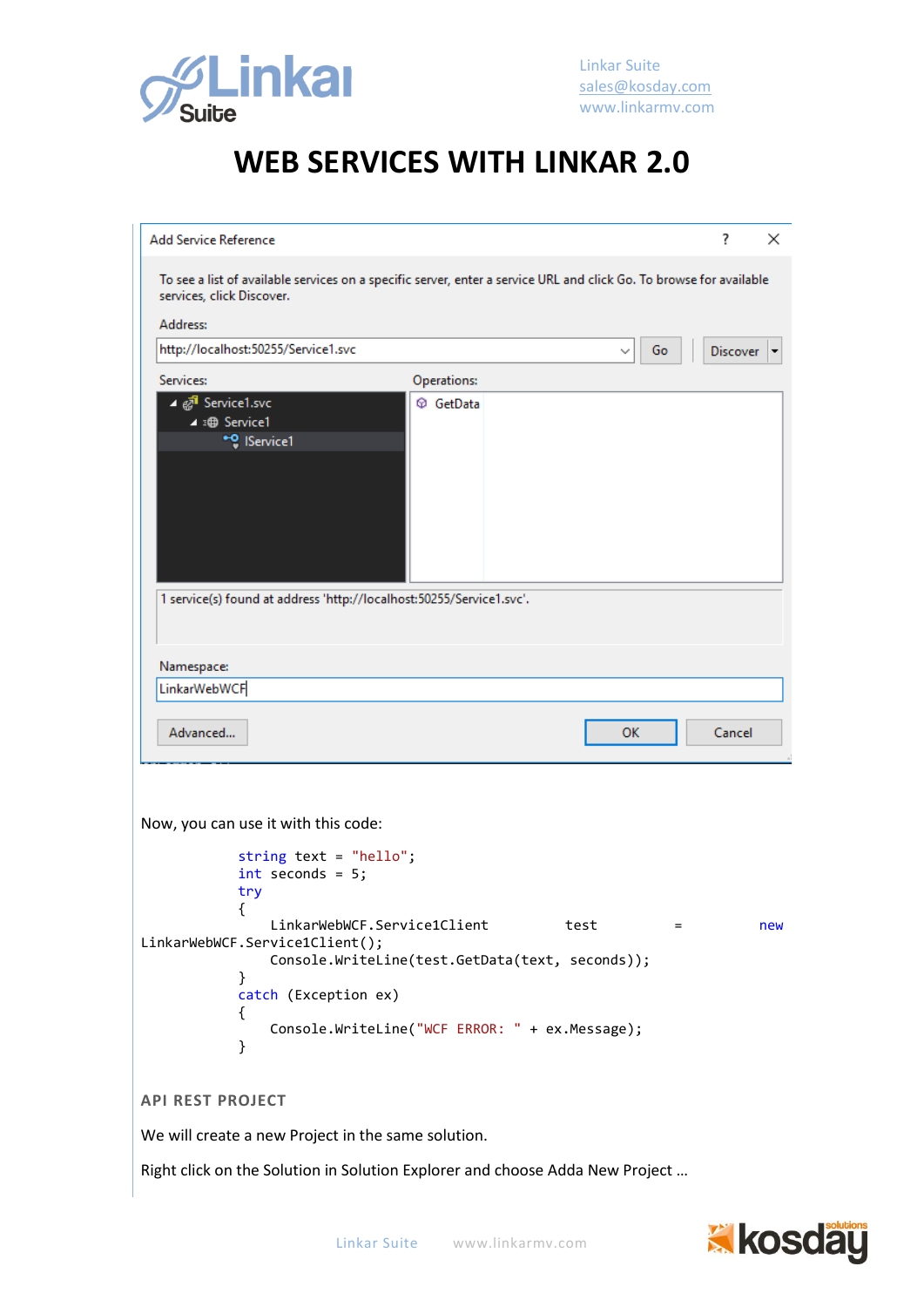Now, you can use it with this code:

```
string text = "hello";
int seconds = 5;
try
{
    LinkarWebWCF.Service1Client test = new LinkarWebWCF.Service1Client();
    Console.WriteLine(test.GetData(text, seconds));
}
catch (Exception ex)
{
    Console.WriteLine("WCF ERROR: " + ex.Message);
}
```

### API REST PROJECT

We will create a new Project in the same solution.

Right click on the Solution in Solution Explorer and choose Adda New Project …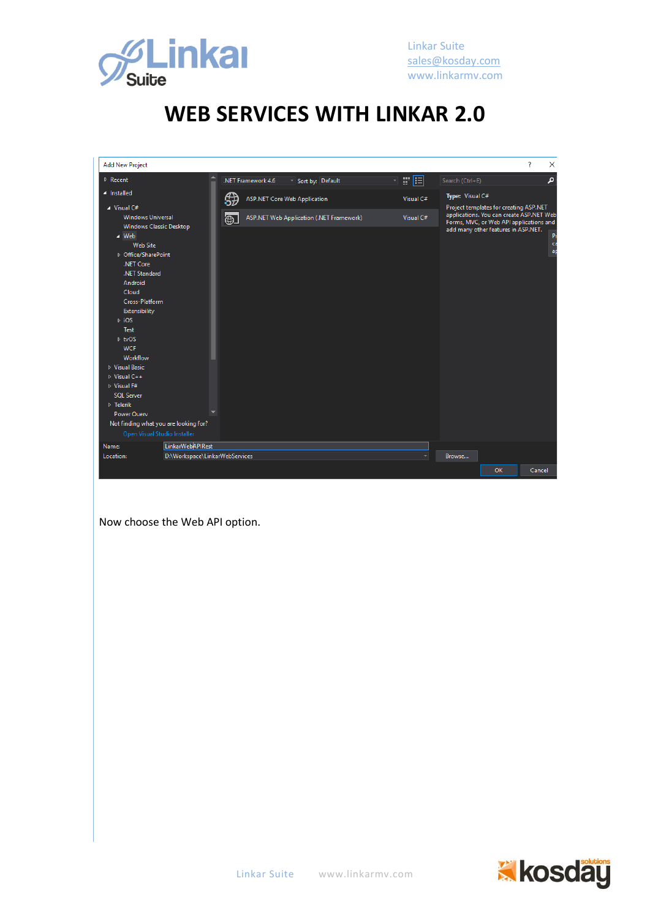# WEB SERVICES WITH LINKAR 2.0

Now choose the Web API option.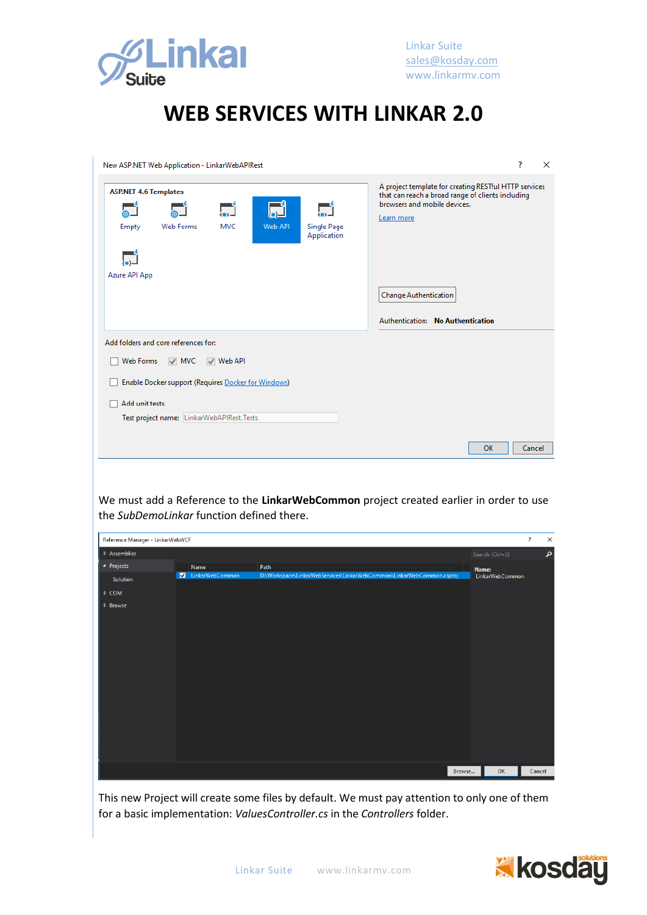# WEB SERVICES WITH LINKAR 2.0

New ASP.NET Web Application - LinkarWebAPIRest

ASP.NET 4.6 Templates

Empty | Web Forms | MVC | Web API | Single Page Application | Azure API App

A project template for creating RESTful HTTP services that can reach a broad range of clients including browsers and mobile devices.

Learn more

Change Authentication

Authentication: **No Authentication**

Add folders and core references for:

- [ ] Web Forms
- [x] MVC
- [x] Web API

- [ ] Enable Docker support (Requires Docker for Windows)

- [ ] Add unit tests

Test project name: LinkarWebAPIRest.Tests

OK | Cancel

We must add a Reference to the **LinkarWebCommon** project created earlier in order to use the *SubDemoLinkar* function defined there.

Reference Manager - LinkarWebWCF

| Name | Path |
|---|---|
| LinkarWebCommon | D:\Workspace\LinkarWebServices\LinkarWebCommon\LinkarWebCommon.csproj |

This new Project will create some files by default. We must pay attention to only one of them for a basic implementation: *ValuesController.cs* in the *Controllers* folder.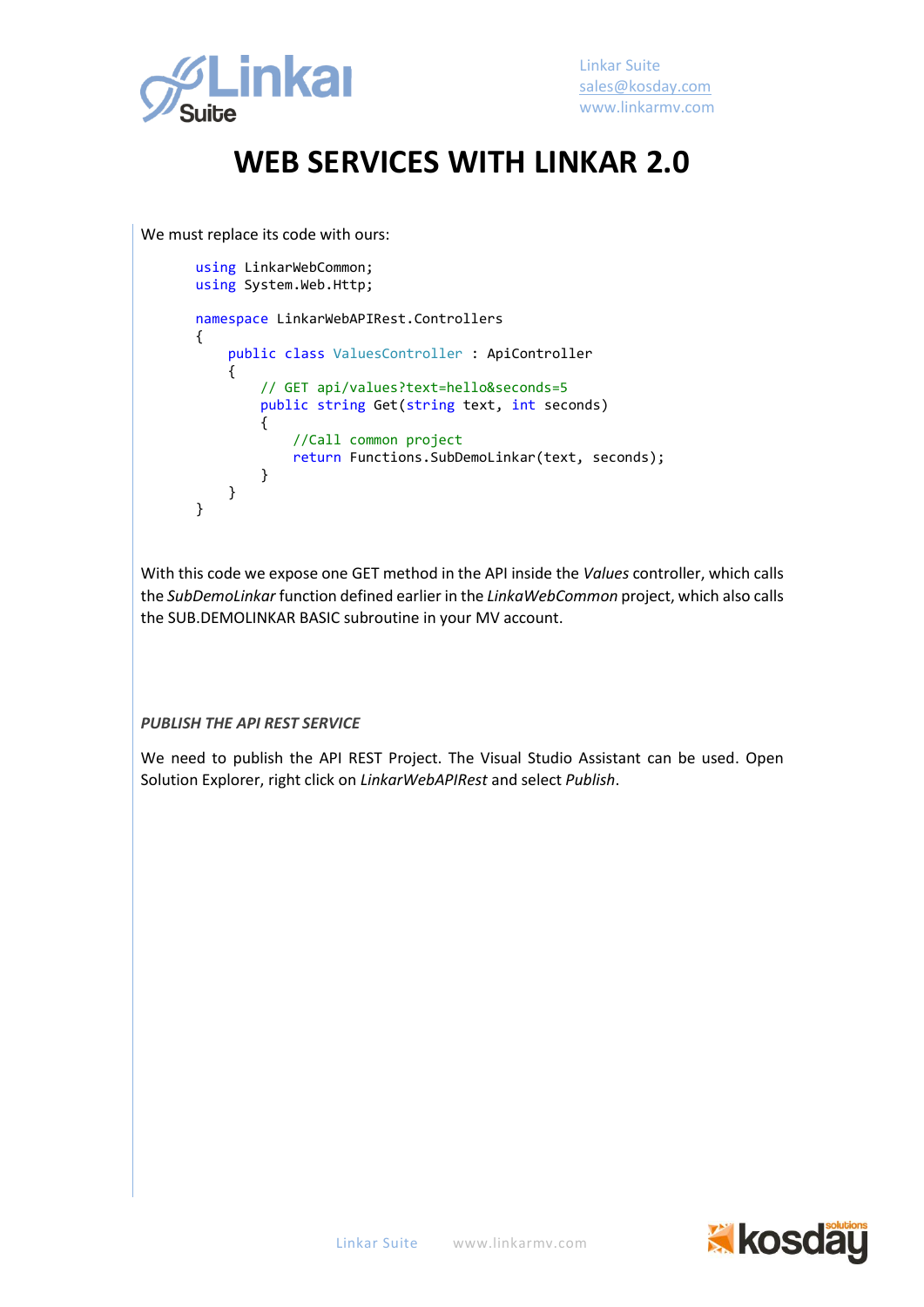We must replace its code with ours:

```
using LinkarWebCommon;
using System.Web.Http;

namespace LinkarWebAPIRest.Controllers
{
    public class ValuesController : ApiController
    {
        // GET api/values?text=hello&seconds=5
        public string Get(string text, int seconds)
        {
            //Call common project
            return Functions.SubDemoLinkar(text, seconds);
        }
    }
}
```

With this code we expose one GET method in the API inside the *Values* controller, which calls the *SubDemoLinkar* function defined earlier in the *LinkaWebCommon* project, which also calls the SUB.DEMOLINKAR BASIC subroutine in your MV account.

### *PUBLISH THE API REST SERVICE*

We need to publish the API REST Project. The Visual Studio Assistant can be used. Open Solution Explorer, right click on *LinkarWebAPIRest* and select *Publish*.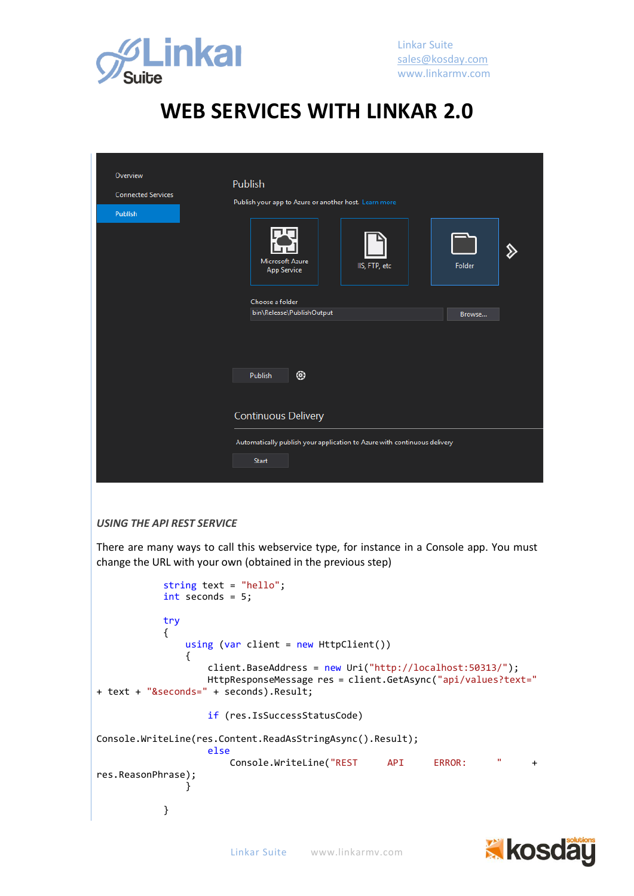# WEB SERVICES WITH LINKAR 2.0

Overview

Connected Services

Publish

Publish

Publish your app to Azure or another host. Learn more

Microsoft Azure App Service

IIS, FTP, etc

Folder

Choose a folder

bin\Release\PublishOutput

Browse...

Publish

Continuous Delivery

Automatically publish your application to Azure with continuous delivery

Start

### *USING THE API REST SERVICE*

There are many ways to call this webservice type, for instance in a Console app. You must change the URL with your own (obtained in the previous step)

```
            string text = "hello";
            int seconds = 5;

            try
            {
                using (var client = new HttpClient())
                {
                    client.BaseAddress = new Uri("http://localhost:50313/");
                    HttpResponseMessage res = client.GetAsync("api/values?text="
+ text + "&seconds=" + seconds).Result;

                    if (res.IsSuccessStatusCode)
Console.WriteLine(res.Content.ReadAsStringAsync().Result);
                    else
                        Console.WriteLine("REST API ERROR: " +
res.ReasonPhrase);
                }

            }
```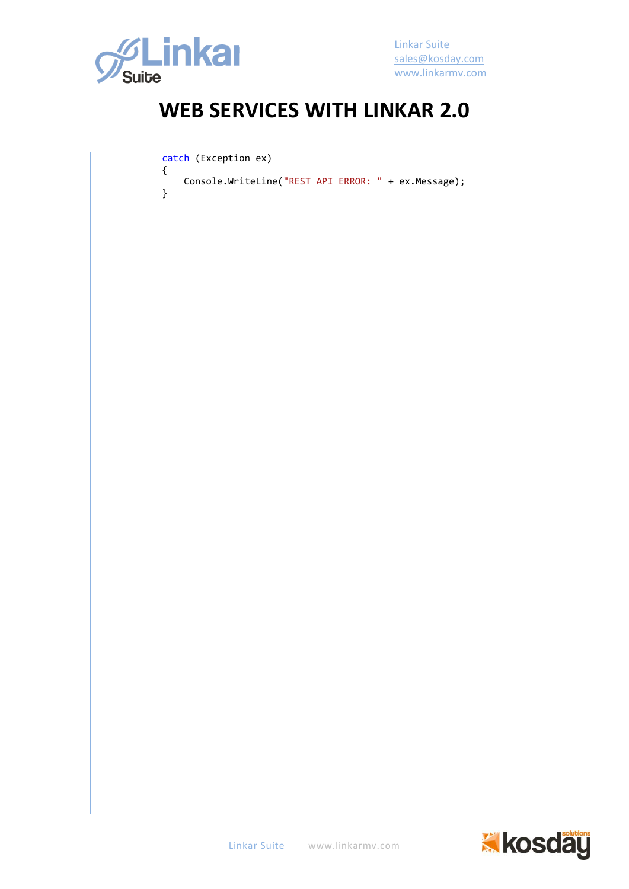```
catch (Exception ex)
{
    Console.WriteLine("REST API ERROR: " + ex.Message);
}
```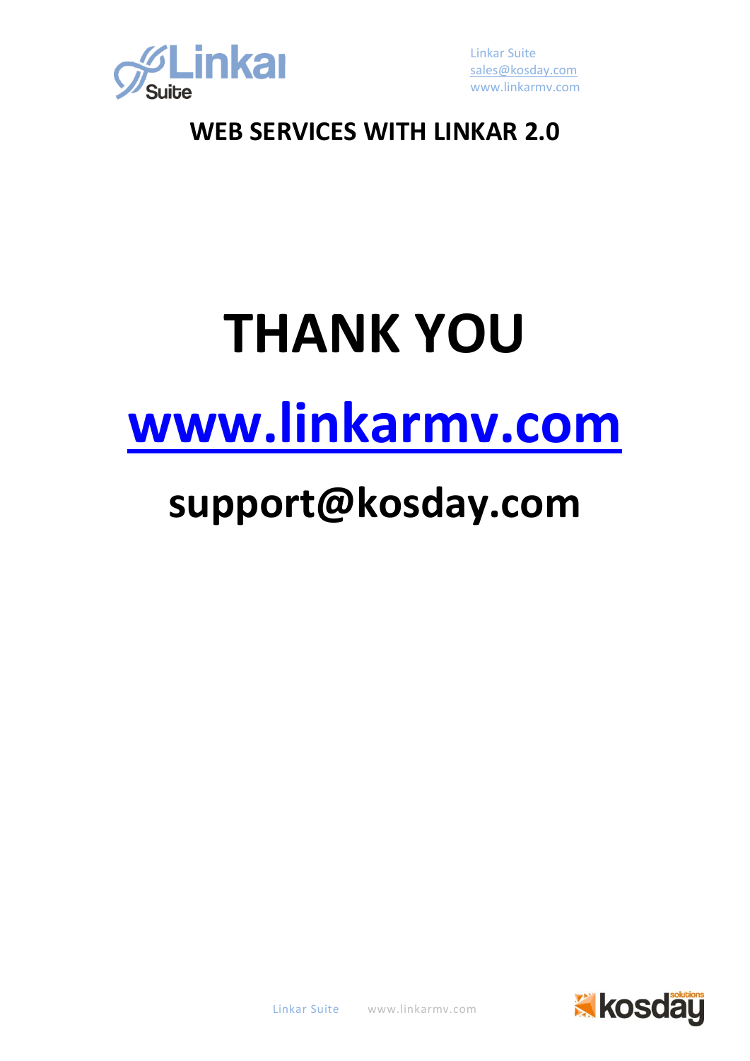# WEB SERVICES WITH LINKAR 2.0

# THANK YOU

# www.linkarmv.com

## support@kosday.com